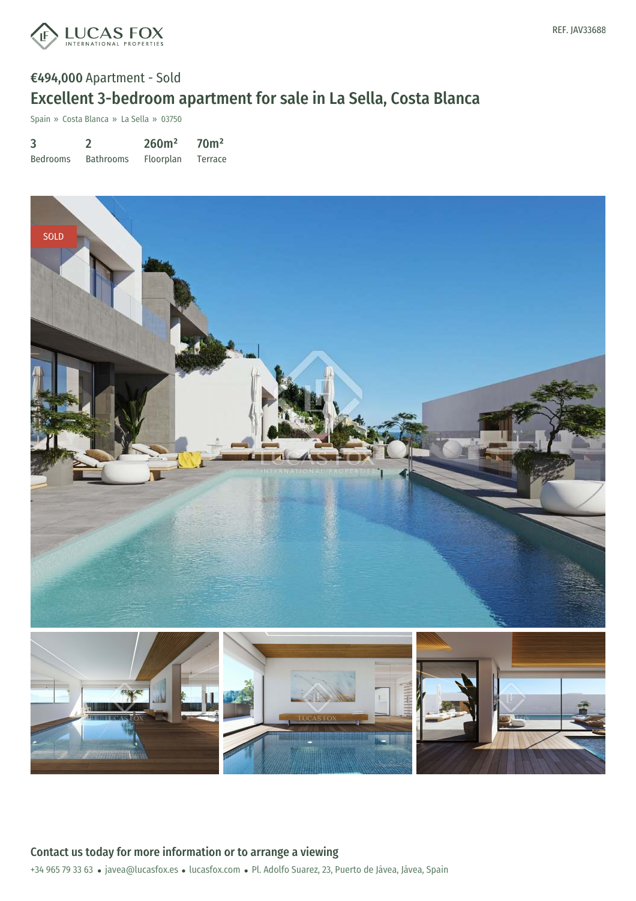REF. JAV33688

**€494,000** Apartment - Sold

# Excellent 3-bedroom apartment for sale in La Sella, Costa Blanca

Spain » Costa Blanca » La Sella » 03750

| 3 | 2 | 260m² | 70m² |
|---|---|---|---|
| Bedrooms | Bathrooms | Floorplan | Terrace |

SOLD

## Contact us today for more information or to arrange a viewing

+34 965 79 33 63 • javea@lucasfox.es • lucasfox.com • Pl. Adolfo Suarez, 23, Puerto de Jávea, Jávea, Spain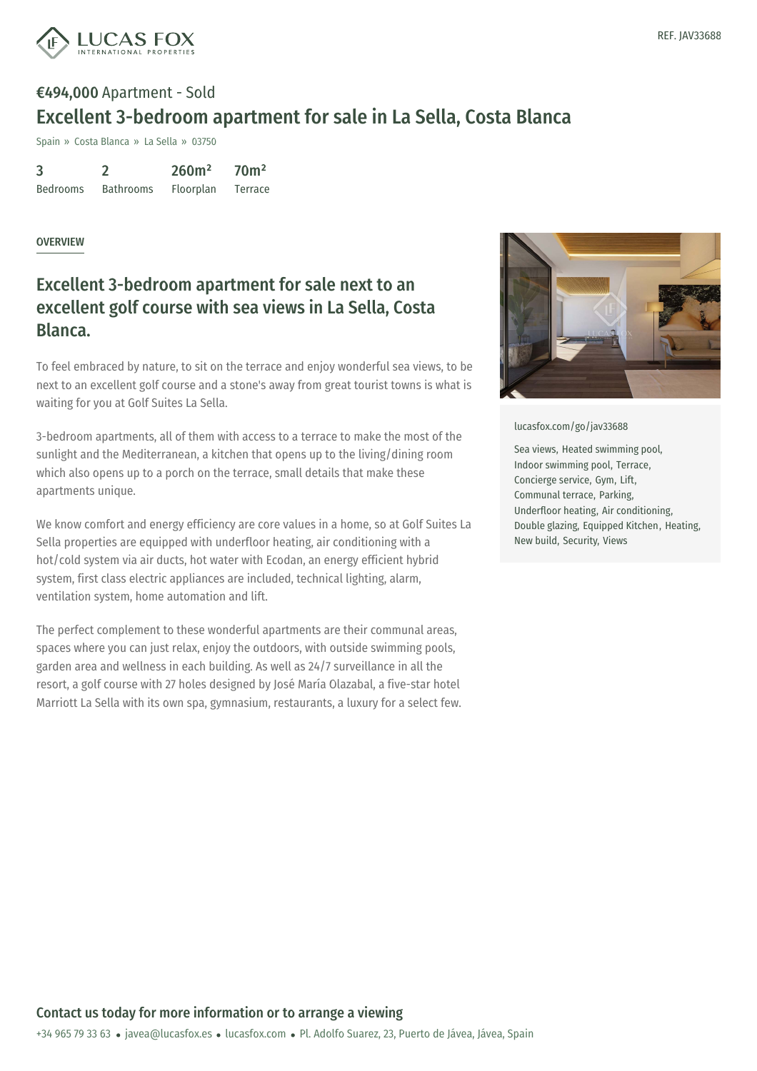REF. JAV33688

**€494,000** Apartment - Sold

# Excellent 3-bedroom apartment for sale in La Sella, Costa Blanca

Spain » Costa Blanca » La Sella » 03750

| 3 | 2 | 260m² | 70m² |
| --- | --- | --- | --- |
| Bedrooms | Bathrooms | Floorplan | Terrace |

OVERVIEW

## Excellent 3-bedroom apartment for sale next to an excellent golf course with sea views in La Sella, Costa Blanca.

To feel embraced by nature, to sit on the terrace and enjoy wonderful sea views, to be next to an excellent golf course and a stone's away from great tourist towns is what is waiting for you at Golf Suites La Sella.

3-bedroom apartments, all of them with access to a terrace to make the most of the sunlight and the Mediterranean, a kitchen that opens up to the living/dining room which also opens up to a porch on the terrace, small details that make these apartments unique.

We know comfort and energy efficiency are core values in a home, so at Golf Suites La Sella properties are equipped with underfloor heating, air conditioning with a hot/cold system via air ducts, hot water with Ecodan, an energy efficient hybrid system, first class electric appliances are included, technical lighting, alarm, ventilation system, home automation and lift.

The perfect complement to these wonderful apartments are their communal areas, spaces where you can just relax, enjoy the outdoors, with outside swimming pools, garden area and wellness in each building. As well as 24/7 surveillance in all the resort, a golf course with 27 holes designed by José María Olazabal, a five-star hotel Marriott La Sella with its own spa, gymnasium, restaurants, a luxury for a select few.

lucasfox.com/go/jav33688

Sea views, Heated swimming pool, Indoor swimming pool, Terrace, Concierge service, Gym, Lift, Communal terrace, Parking, Underfloor heating, Air conditioning, Double glazing, Equipped Kitchen, Heating, New build, Security, Views

## Contact us today for more information or to arrange a viewing

+34 965 79 33 63 • javea@lucasfox.es • lucasfox.com • Pl. Adolfo Suarez, 23, Puerto de Jávea, Jávea, Spain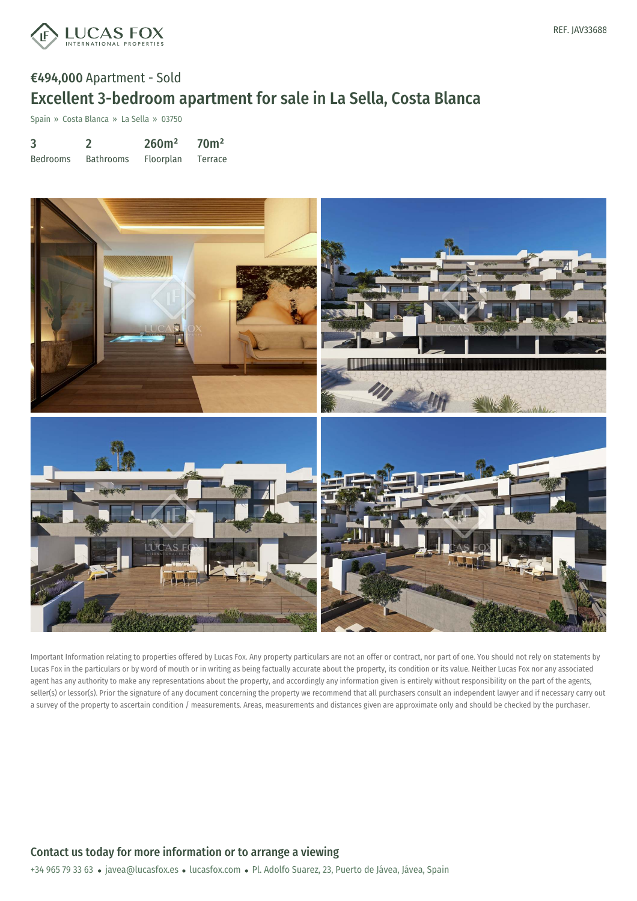REF. JAV33688

**€494,000** Apartment - Sold

## Excellent 3-bedroom apartment for sale in La Sella, Costa Blanca

Spain » Costa Blanca » La Sella » 03750

| 3 | 2 | 260m² | 70m² |
| --- | --- | --- | --- |
| Bedrooms | Bathrooms | Floorplan | Terrace |

Important Information relating to properties offered by Lucas Fox. Any property particulars are not an offer or contract, nor part of one. You should not rely on statements by Lucas Fox in the particulars or by word of mouth or in writing as being factually accurate about the property, its condition or its value. Neither Lucas Fox nor any associated agent has any authority to make any representations about the property, and accordingly any information given is entirely without responsibility on the part of the agents, seller(s) or lessor(s). Prior the signature of any document concerning the property we recommend that all purchasers consult an independent lawyer and if necessary carry out a survey of the property to ascertain condition / measurements. Areas, measurements and distances given are approximate only and should be checked by the purchaser.

### Contact us today for more information or to arrange a viewing

+34 965 79 33 63 • javea@lucasfox.es • lucasfox.com • Pl. Adolfo Suarez, 23, Puerto de Jávea, Jávea, Spain